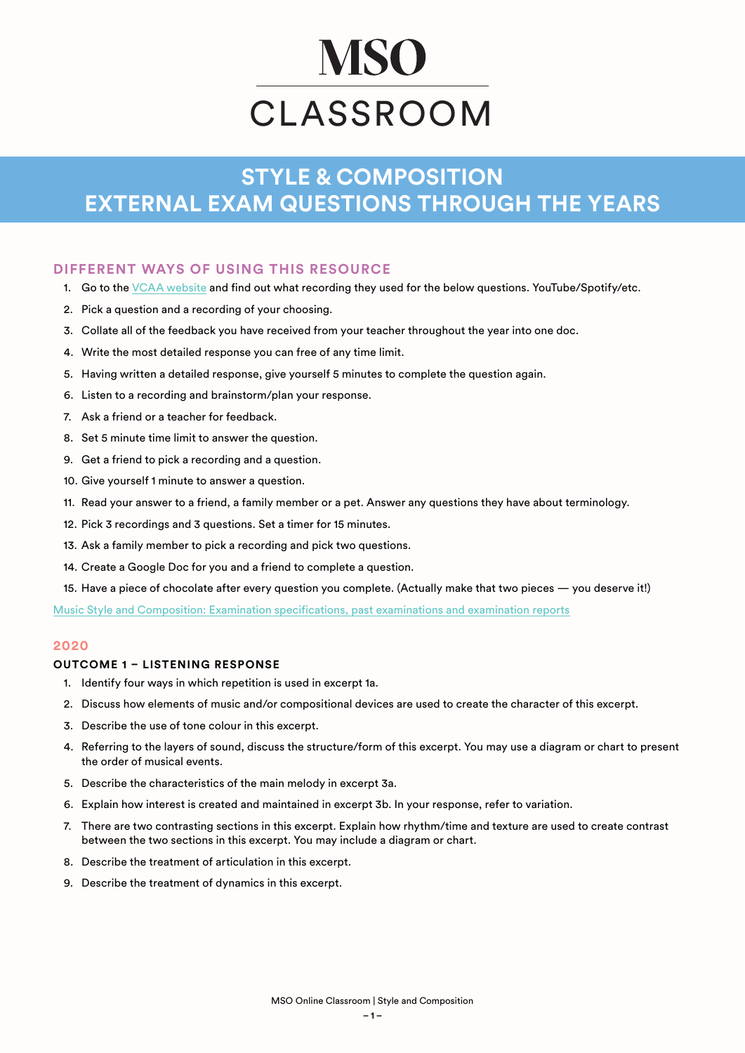# MSO CLASSROOM

## STYLE & COMPOSITION
## EXTERNAL EXAM QUESTIONS THROUGH THE YEARS

### DIFFERENT WAYS OF USING THIS RESOURCE

1. Go to the VCAA website and find out what recording they used for the below questions. YouTube/Spotify/etc.
2. Pick a question and a recording of your choosing.
3. Collate all of the feedback you have received from your teacher throughout the year into one doc.
4. Write the most detailed response you can free of any time limit.
5. Having written a detailed response, give yourself 5 minutes to complete the question again.
6. Listen to a recording and brainstorm/plan your response.
7. Ask a friend or a teacher for feedback.
8. Set 5 minute time limit to answer the question.
9. Get a friend to pick a recording and a question.
10. Give yourself 1 minute to answer a question.
11. Read your answer to a friend, a family member or a pet. Answer any questions they have about terminology.
12. Pick 3 recordings and 3 questions. Set a timer for 15 minutes.
13. Ask a family member to pick a recording and pick two questions.
14. Create a Google Doc for you and a friend to complete a question.
15. Have a piece of chocolate after every question you complete. (Actually make that two pieces — you deserve it!)

Music Style and Composition: Examination specifications, past examinations and examination reports

### 2020

#### OUTCOME 1 – LISTENING RESPONSE

1. Identify four ways in which repetition is used in excerpt 1a.
2. Discuss how elements of music and/or compositional devices are used to create the character of this excerpt.
3. Describe the use of tone colour in this excerpt.
4. Referring to the layers of sound, discuss the structure/form of this excerpt. You may use a diagram or chart to present the order of musical events.
5. Describe the characteristics of the main melody in excerpt 3a.
6. Explain how interest is created and maintained in excerpt 3b. In your response, refer to variation.
7. There are two contrasting sections in this excerpt. Explain how rhythm/time and texture are used to create contrast between the two sections in this excerpt. You may include a diagram or chart.
8. Describe the treatment of articulation in this excerpt.
9. Describe the treatment of dynamics in this excerpt.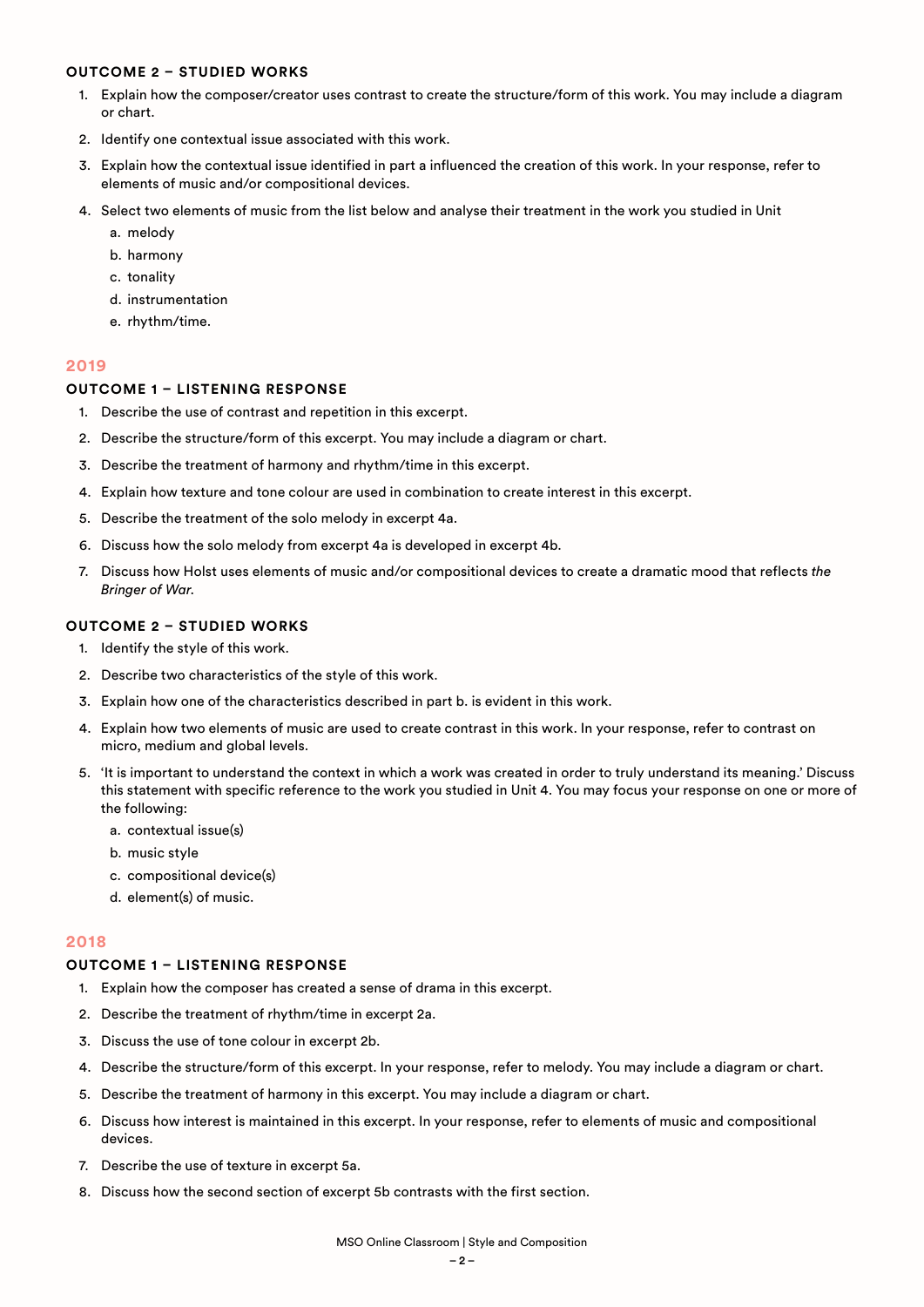#### OUTCOME 2 – STUDIED WORKS

1. Explain how the composer/creator uses contrast to create the structure/form of this work. You may include a diagram or chart.
2. Identify one contextual issue associated with this work.
3. Explain how the contextual issue identified in part a influenced the creation of this work. In your response, refer to elements of music and/or compositional devices.
4. Select two elements of music from the list below and analyse their treatment in the work you studied in Unit
   a. melody
   b. harmony
   c. tonality
   d. instrumentation
   e. rhythm/time.

### 2019

#### OUTCOME 1 – LISTENING RESPONSE

1. Describe the use of contrast and repetition in this excerpt.
2. Describe the structure/form of this excerpt. You may include a diagram or chart.
3. Describe the treatment of harmony and rhythm/time in this excerpt.
4. Explain how texture and tone colour are used in combination to create interest in this excerpt.
5. Describe the treatment of the solo melody in excerpt 4a.
6. Discuss how the solo melody from excerpt 4a is developed in excerpt 4b.
7. Discuss how Holst uses elements of music and/or compositional devices to create a dramatic mood that reflects *the Bringer of War.*

#### OUTCOME 2 – STUDIED WORKS

1. Identify the style of this work.
2. Describe two characteristics of the style of this work.
3. Explain how one of the characteristics described in part b. is evident in this work.
4. Explain how two elements of music are used to create contrast in this work. In your response, refer to contrast on micro, medium and global levels.
5. 'It is important to understand the context in which a work was created in order to truly understand its meaning.' Discuss this statement with specific reference to the work you studied in Unit 4. You may focus your response on one or more of the following:
   a. contextual issue(s)
   b. music style
   c. compositional device(s)
   d. element(s) of music.

### 2018

#### OUTCOME 1 – LISTENING RESPONSE

1. Explain how the composer has created a sense of drama in this excerpt.
2. Describe the treatment of rhythm/time in excerpt 2a.
3. Discuss the use of tone colour in excerpt 2b.
4. Describe the structure/form of this excerpt. In your response, refer to melody. You may include a diagram or chart.
5. Describe the treatment of harmony in this excerpt. You may include a diagram or chart.
6. Discuss how interest is maintained in this excerpt. In your response, refer to elements of music and compositional devices.
7. Describe the use of texture in excerpt 5a.
8. Discuss how the second section of excerpt 5b contrasts with the first section.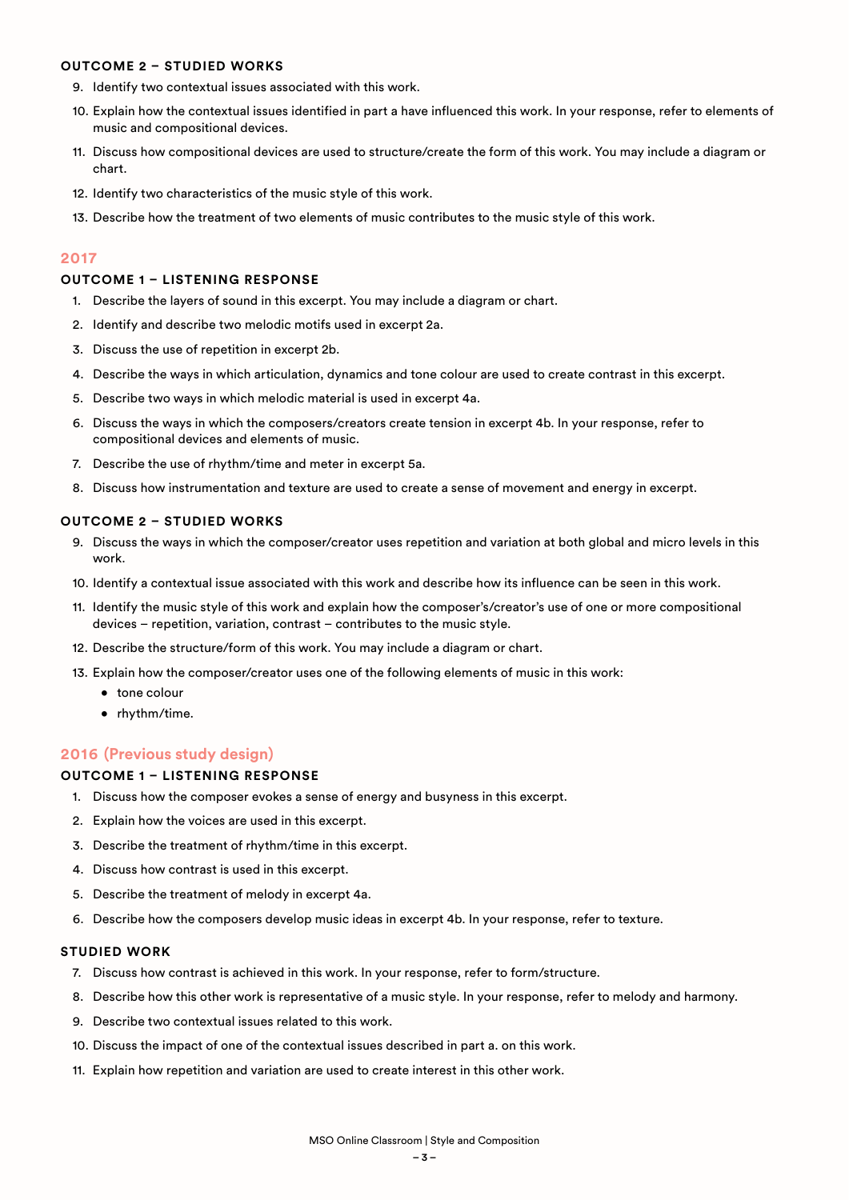#### OUTCOME 2 – STUDIED WORKS

9. Identify two contextual issues associated with this work.
10. Explain how the contextual issues identified in part a have influenced this work. In your response, refer to elements of music and compositional devices.
11. Discuss how compositional devices are used to structure/create the form of this work. You may include a diagram or chart.
12. Identify two characteristics of the music style of this work.
13. Describe how the treatment of two elements of music contributes to the music style of this work.

### 2017

#### OUTCOME 1 – LISTENING RESPONSE

1. Describe the layers of sound in this excerpt. You may include a diagram or chart.
2. Identify and describe two melodic motifs used in excerpt 2a.
3. Discuss the use of repetition in excerpt 2b.
4. Describe the ways in which articulation, dynamics and tone colour are used to create contrast in this excerpt.
5. Describe two ways in which melodic material is used in excerpt 4a.
6. Discuss the ways in which the composers/creators create tension in excerpt 4b. In your response, refer to compositional devices and elements of music.
7. Describe the use of rhythm/time and meter in excerpt 5a.
8. Discuss how instrumentation and texture are used to create a sense of movement and energy in excerpt.

#### OUTCOME 2 – STUDIED WORKS

9. Discuss the ways in which the composer/creator uses repetition and variation at both global and micro levels in this work.
10. Identify a contextual issue associated with this work and describe how its influence can be seen in this work.
11. Identify the music style of this work and explain how the composer's/creator's use of one or more compositional devices – repetition, variation, contrast – contributes to the music style.
12. Describe the structure/form of this work. You may include a diagram or chart.
13. Explain how the composer/creator uses one of the following elements of music in this work:
    - tone colour
    - rhythm/time.

### 2016 (Previous study design)

#### OUTCOME 1 – LISTENING RESPONSE

1. Discuss how the composer evokes a sense of energy and busyness in this excerpt.
2. Explain how the voices are used in this excerpt.
3. Describe the treatment of rhythm/time in this excerpt.
4. Discuss how contrast is used in this excerpt.
5. Describe the treatment of melody in excerpt 4a.
6. Describe how the composers develop music ideas in excerpt 4b. In your response, refer to texture.

#### STUDIED WORK

7. Discuss how contrast is achieved in this work. In your response, refer to form/structure.
8. Describe how this other work is representative of a music style. In your response, refer to melody and harmony.
9. Describe two contextual issues related to this work.
10. Discuss the impact of one of the contextual issues described in part a. on this work.
11. Explain how repetition and variation are used to create interest in this other work.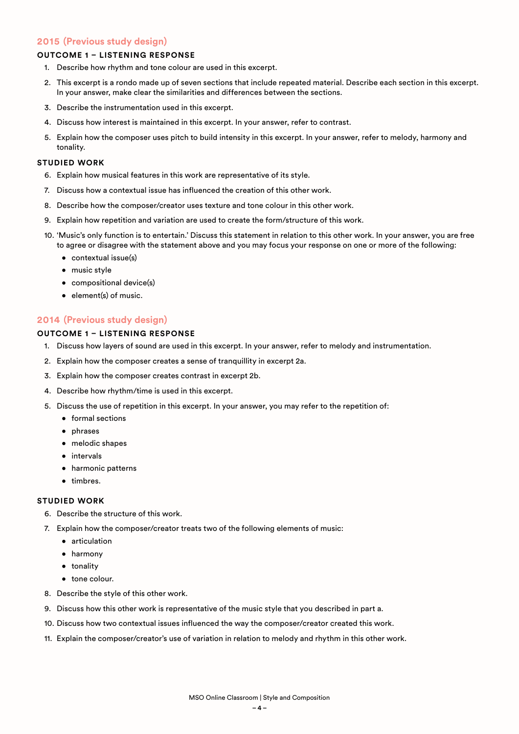## 2015 (Previous study design)

### OUTCOME 1 – LISTENING RESPONSE

1. Describe how rhythm and tone colour are used in this excerpt.
2. This excerpt is a rondo made up of seven sections that include repeated material. Describe each section in this excerpt. In your answer, make clear the similarities and differences between the sections.
3. Describe the instrumentation used in this excerpt.
4. Discuss how interest is maintained in this excerpt. In your answer, refer to contrast.
5. Explain how the composer uses pitch to build intensity in this excerpt. In your answer, refer to melody, harmony and tonality.

### STUDIED WORK

6. Explain how musical features in this work are representative of its style.
7. Discuss how a contextual issue has influenced the creation of this other work.
8. Describe how the composer/creator uses texture and tone colour in this other work.
9. Explain how repetition and variation are used to create the form/structure of this work.
10. 'Music's only function is to entertain.' Discuss this statement in relation to this other work. In your answer, you are free to agree or disagree with the statement above and you may focus your response on one or more of the following:
    - contextual issue(s)
    - music style
    - compositional device(s)
    - element(s) of music.

## 2014 (Previous study design)

### OUTCOME 1 – LISTENING RESPONSE

1. Discuss how layers of sound are used in this excerpt. In your answer, refer to melody and instrumentation.
2. Explain how the composer creates a sense of tranquillity in excerpt 2a.
3. Explain how the composer creates contrast in excerpt 2b.
4. Describe how rhythm/time is used in this excerpt.
5. Discuss the use of repetition in this excerpt. In your answer, you may refer to the repetition of:
    - formal sections
    - phrases
    - melodic shapes
    - intervals
    - harmonic patterns
    - timbres.

### STUDIED WORK

6. Describe the structure of this work.
7. Explain how the composer/creator treats two of the following elements of music:
    - articulation
    - harmony
    - tonality
    - tone colour.
8. Describe the style of this other work.
9. Discuss how this other work is representative of the music style that you described in part a.
10. Discuss how two contextual issues influenced the way the composer/creator created this work.
11. Explain the composer/creator's use of variation in relation to melody and rhythm in this other work.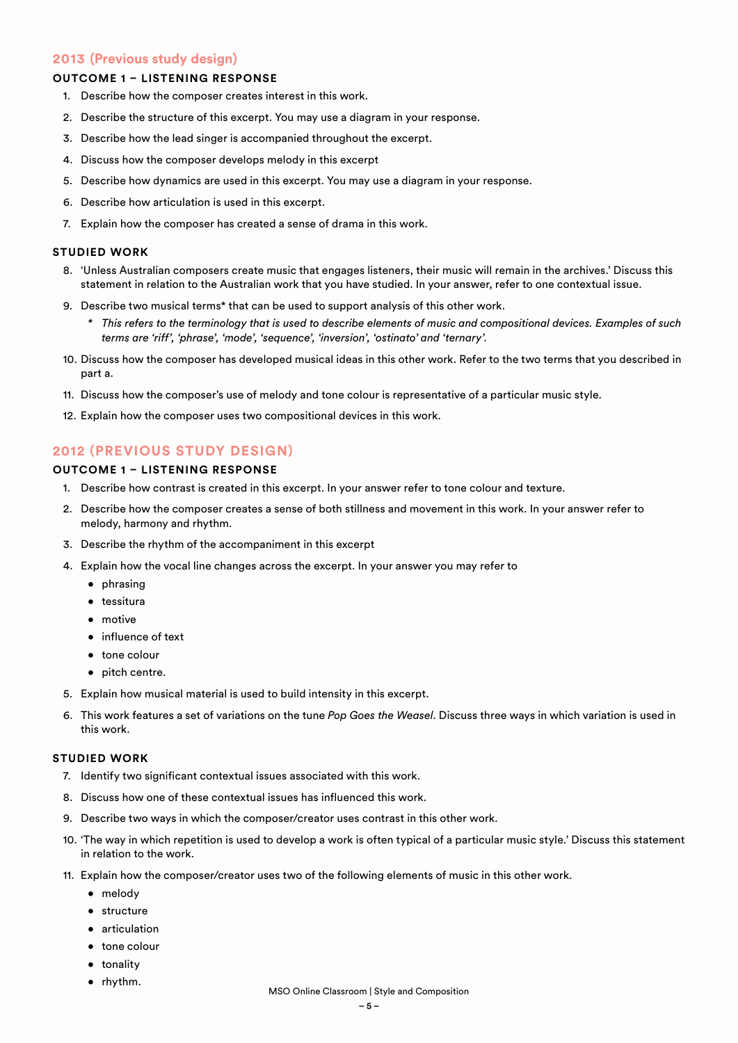## 2013 (Previous study design)

### OUTCOME 1 – LISTENING RESPONSE

1. Describe how the composer creates interest in this work.
2. Describe the structure of this excerpt. You may use a diagram in your response.
3. Describe how the lead singer is accompanied throughout the excerpt.
4. Discuss how the composer develops melody in this excerpt
5. Describe how dynamics are used in this excerpt. You may use a diagram in your response.
6. Describe how articulation is used in this excerpt.
7. Explain how the composer has created a sense of drama in this work.

### STUDIED WORK

8. 'Unless Australian composers create music that engages listeners, their music will remain in the archives.' Discuss this statement in relation to the Australian work that you have studied. In your answer, refer to one contextual issue.
9. Describe two musical terms* that can be used to support analysis of this other work.
   * *This refers to the terminology that is used to describe elements of music and compositional devices. Examples of such terms are 'riff', 'phrase', 'mode', 'sequence', 'inversion', 'ostinato' and 'ternary'.*
10. Discuss how the composer has developed musical ideas in this other work. Refer to the two terms that you described in part a.
11. Discuss how the composer's use of melody and tone colour is representative of a particular music style.
12. Explain how the composer uses two compositional devices in this work.

## 2012 (PREVIOUS STUDY DESIGN)

### OUTCOME 1 – LISTENING RESPONSE

1. Describe how contrast is created in this excerpt. In your answer refer to tone colour and texture.
2. Describe how the composer creates a sense of both stillness and movement in this work. In your answer refer to melody, harmony and rhythm.
3. Describe the rhythm of the accompaniment in this excerpt
4. Explain how the vocal line changes across the excerpt. In your answer you may refer to
   - phrasing
   - tessitura
   - motive
   - influence of text
   - tone colour
   - pitch centre.
5. Explain how musical material is used to build intensity in this excerpt.
6. This work features a set of variations on the tune *Pop Goes the Weasel*. Discuss three ways in which variation is used in this work.

### STUDIED WORK

7. Identify two significant contextual issues associated with this work.
8. Discuss how one of these contextual issues has influenced this work.
9. Describe two ways in which the composer/creator uses contrast in this other work.
10. 'The way in which repetition is used to develop a work is often typical of a particular music style.' Discuss this statement in relation to the work.
11. Explain how the composer/creator uses two of the following elements of music in this other work.
    - melody
    - structure
    - articulation
    - tone colour
    - tonality
    - rhythm.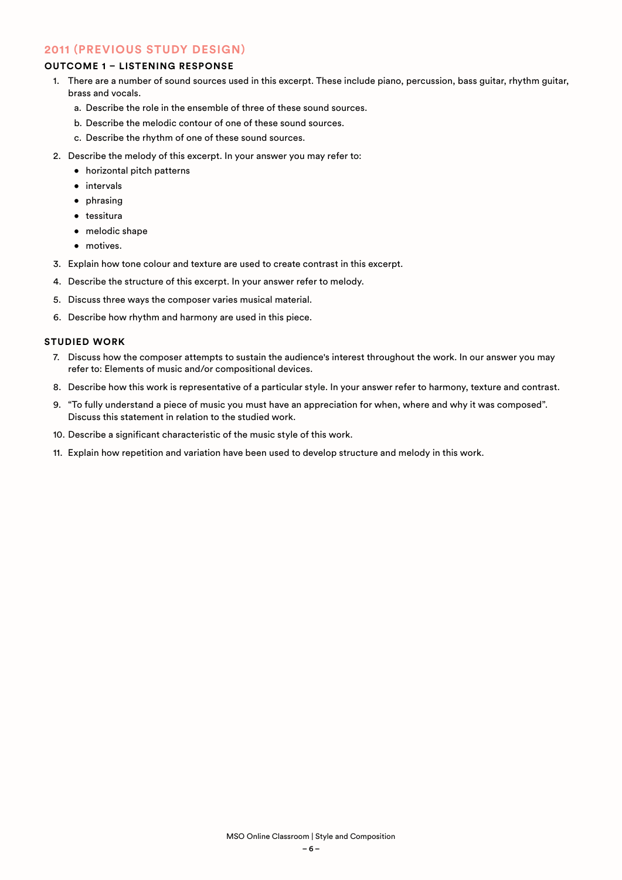## 2011 (PREVIOUS STUDY DESIGN)

### OUTCOME 1 – LISTENING RESPONSE

1. There are a number of sound sources used in this excerpt. These include piano, percussion, bass guitar, rhythm guitar, brass and vocals.
   a. Describe the role in the ensemble of three of these sound sources.
   b. Describe the melodic contour of one of these sound sources.
   c. Describe the rhythm of one of these sound sources.
2. Describe the melody of this excerpt. In your answer you may refer to:
   - horizontal pitch patterns
   - intervals
   - phrasing
   - tessitura
   - melodic shape
   - motives.
3. Explain how tone colour and texture are used to create contrast in this excerpt.
4. Describe the structure of this excerpt. In your answer refer to melody.
5. Discuss three ways the composer varies musical material.
6. Describe how rhythm and harmony are used in this piece.

### STUDIED WORK

7. Discuss how the composer attempts to sustain the audience's interest throughout the work. In our answer you may refer to: Elements of music and/or compositional devices.
8. Describe how this work is representative of a particular style. In your answer refer to harmony, texture and contrast.
9. "To fully understand a piece of music you must have an appreciation for when, where and why it was composed". Discuss this statement in relation to the studied work.
10. Describe a significant characteristic of the music style of this work.
11. Explain how repetition and variation have been used to develop structure and melody in this work.